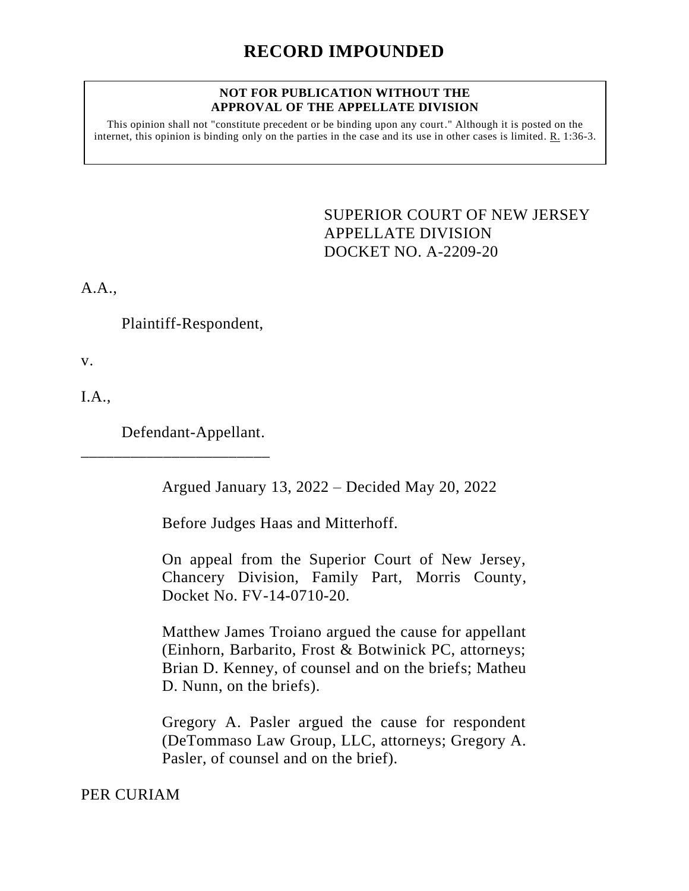# RECORD IMPOUNDED

**NOT FOR PUBLICATION WITHOUT THE APPROVAL OF THE APPELLATE DIVISION**

This opinion shall not "constitute precedent or be binding upon any court." Although it is posted on the internet, this opinion is binding only on the parties in the case and its use in other cases is limited. R. 1:36-3.

SUPERIOR COURT OF NEW JERSEY
APPELLATE DIVISION
DOCKET NO. A-2209-20

A.A.,

Plaintiff-Respondent,

v.

I.A.,

Defendant-Appellant.

_______________________

Argued January 13, 2022 – Decided May 20, 2022

Before Judges Haas and Mitterhoff.

On appeal from the Superior Court of New Jersey, Chancery Division, Family Part, Morris County, Docket No. FV-14-0710-20.

Matthew James Troiano argued the cause for appellant (Einhorn, Barbarito, Frost & Botwinick PC, attorneys; Brian D. Kenney, of counsel and on the briefs; Matheu D. Nunn, on the briefs).

Gregory A. Pasler argued the cause for respondent (DeTommaso Law Group, LLC, attorneys; Gregory A. Pasler, of counsel and on the brief).

PER CURIAM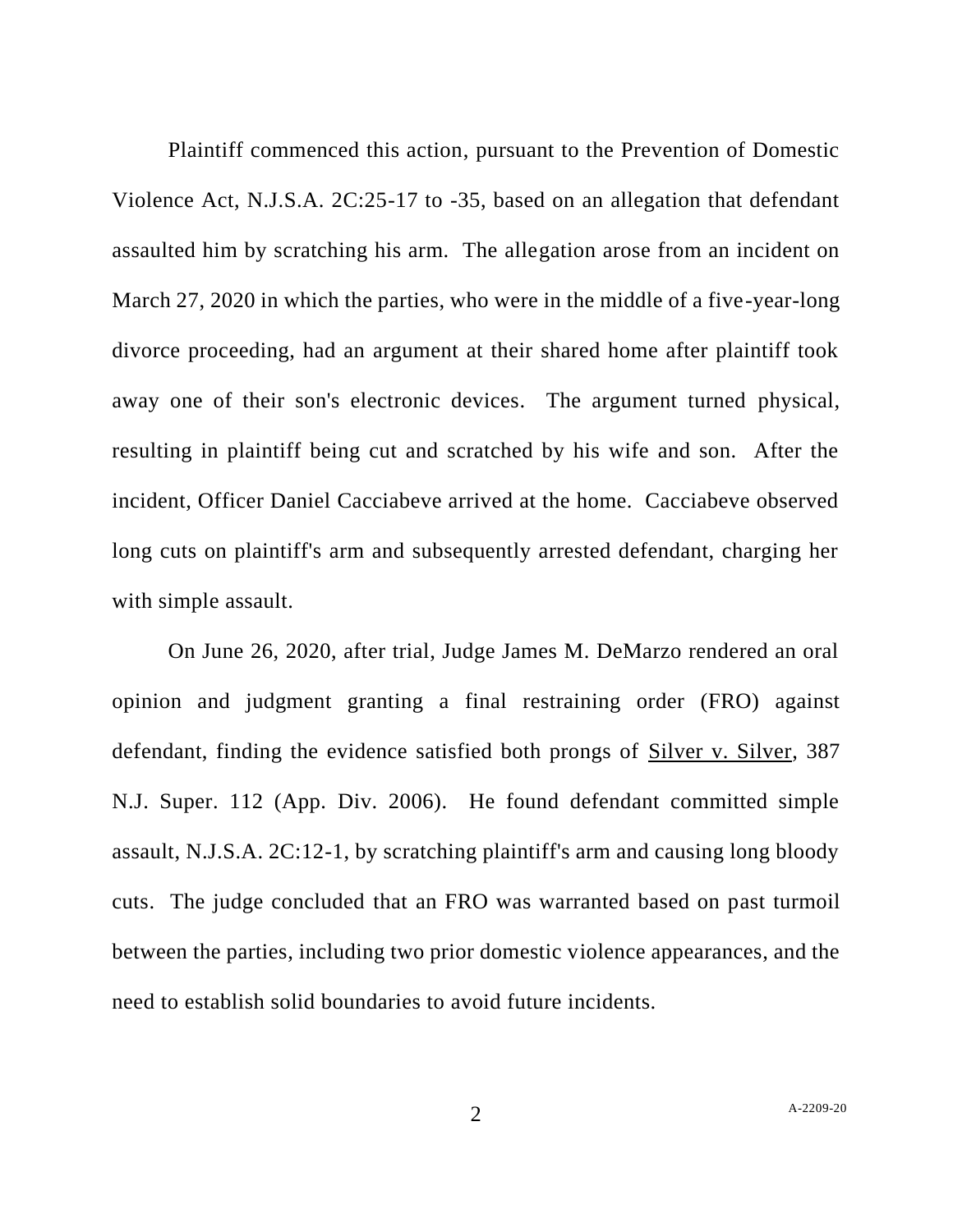Plaintiff commenced this action, pursuant to the Prevention of Domestic Violence Act, N.J.S.A. 2C:25-17 to -35, based on an allegation that defendant assaulted him by scratching his arm. The allegation arose from an incident on March 27, 2020 in which the parties, who were in the middle of a five-year-long divorce proceeding, had an argument at their shared home after plaintiff took away one of their son's electronic devices. The argument turned physical, resulting in plaintiff being cut and scratched by his wife and son. After the incident, Officer Daniel Cacciabeve arrived at the home. Cacciabeve observed long cuts on plaintiff's arm and subsequently arrested defendant, charging her with simple assault.

On June 26, 2020, after trial, Judge James M. DeMarzo rendered an oral opinion and judgment granting a final restraining order (FRO) against defendant, finding the evidence satisfied both prongs of Silver v. Silver, 387 N.J. Super. 112 (App. Div. 2006). He found defendant committed simple assault, N.J.S.A. 2C:12-1, by scratching plaintiff's arm and causing long bloody cuts. The judge concluded that an FRO was warranted based on past turmoil between the parties, including two prior domestic violence appearances, and the need to establish solid boundaries to avoid future incidents.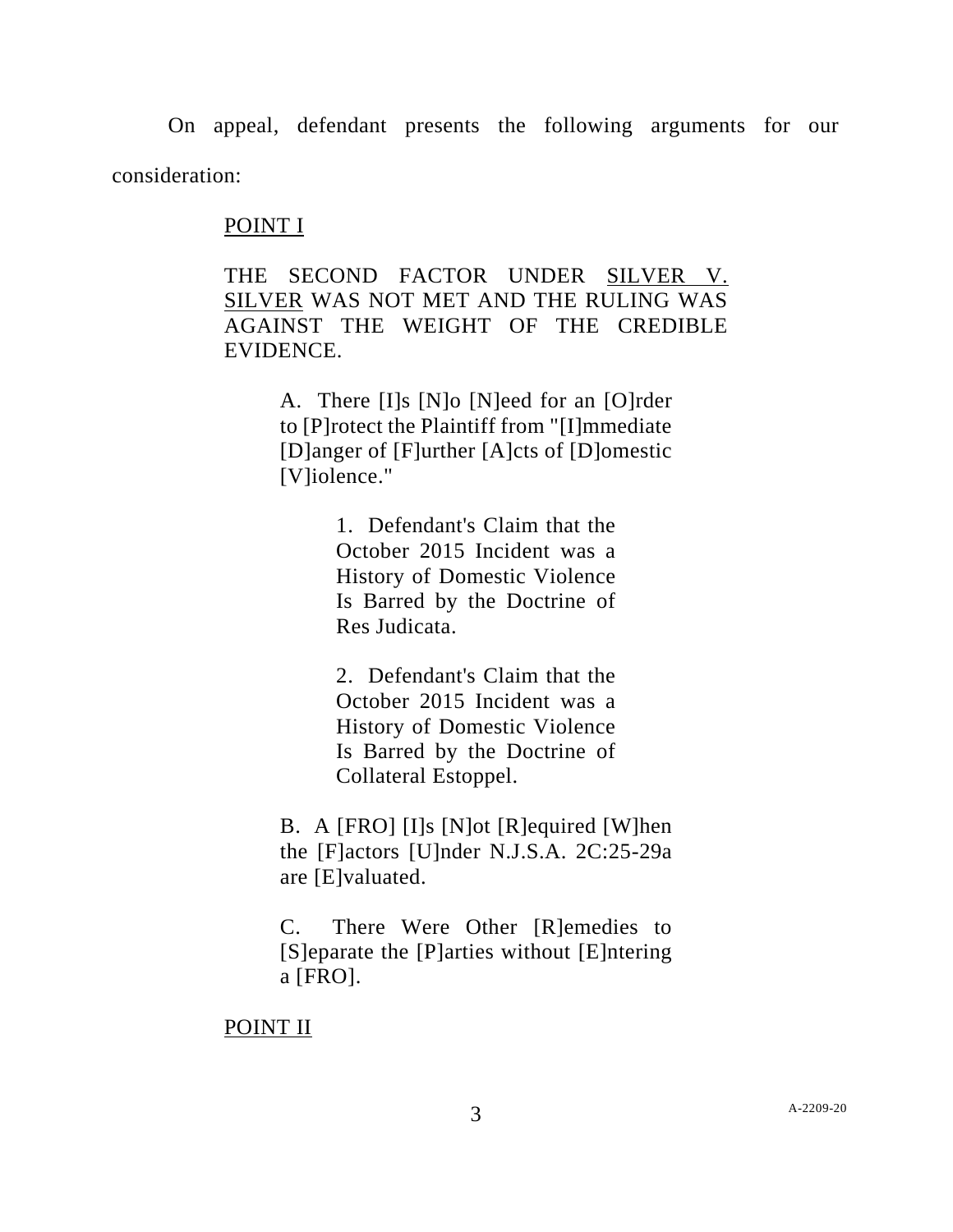On appeal, defendant presents the following arguments for our consideration:

<u>POINT I</u>

THE SECOND FACTOR UNDER <u>SILVER V. SILVER</u> WAS NOT MET AND THE RULING WAS AGAINST THE WEIGHT OF THE CREDIBLE EVIDENCE.

> A. There [I]s [N]o [N]eed for an [O]rder to [P]rotect the Plaintiff from "[I]mmediate [D]anger of [F]urther [A]cts of [D]omestic [V]iolence."
>
> > 1. Defendant's Claim that the October 2015 Incident was a History of Domestic Violence Is Barred by the Doctrine of Res Judicata.
> >
> > 2. Defendant's Claim that the October 2015 Incident was a History of Domestic Violence Is Barred by the Doctrine of Collateral Estoppel.
>
> B. A [FRO] [I]s [N]ot [R]equired [W]hen the [F]actors [U]nder N.J.S.A. 2C:25-29a are [E]valuated.
>
> C. There Were Other [R]emedies to [S]eparate the [P]arties without [E]ntering a [FRO].

<u>POINT II</u>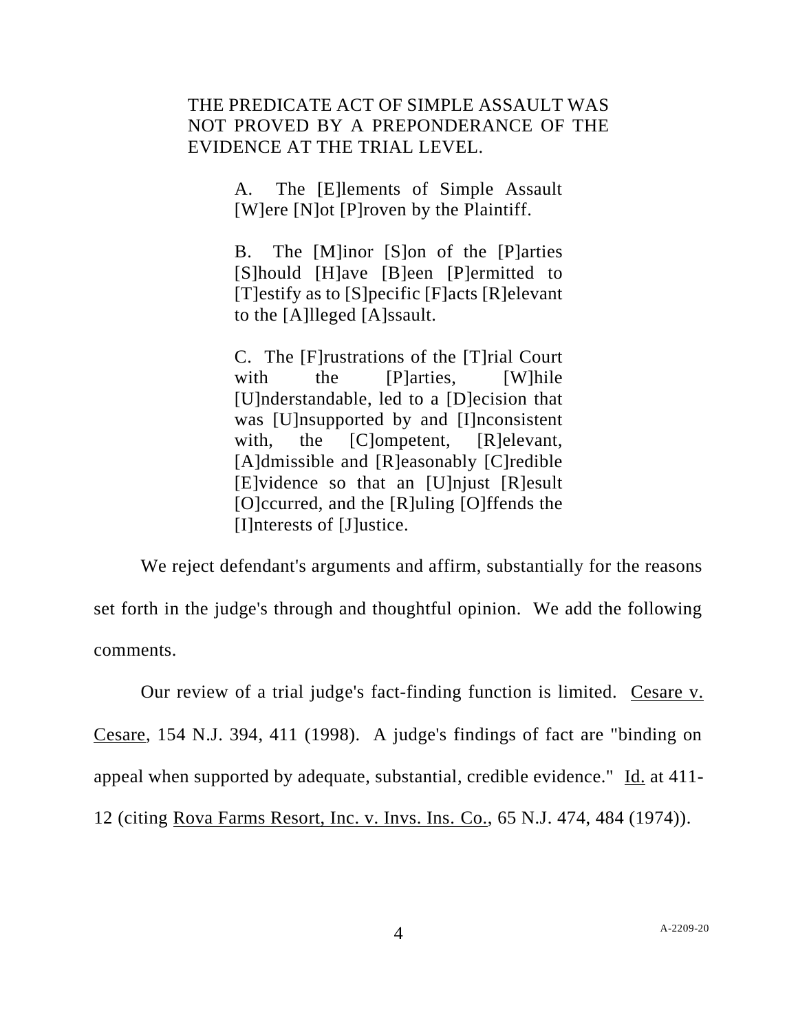THE PREDICATE ACT OF SIMPLE ASSAULT WAS NOT PROVED BY A PREPONDERANCE OF THE EVIDENCE AT THE TRIAL LEVEL.

> A. The [E]lements of Simple Assault [W]ere [N]ot [P]roven by the Plaintiff.
>
> B. The [M]inor [S]on of the [P]arties [S]hould [H]ave [B]een [P]ermitted to [T]estify as to [S]pecific [F]acts [R]elevant to the [A]lleged [A]ssault.
>
> C. The [F]rustrations of the [T]rial Court with the [P]arties, [W]hile [U]nderstandable, led to a [D]ecision that was [U]nsupported by and [I]nconsistent with, the [C]ompetent, [R]elevant, [A]dmissible and [R]easonably [C]redible [E]vidence so that an [U]njust [R]esult [O]ccurred, and the [R]uling [O]ffends the [I]nterests of [J]ustice.

We reject defendant's arguments and affirm, substantially for the reasons set forth in the judge's through and thoughtful opinion. We add the following comments.

Our review of a trial judge's fact-finding function is limited. Cesare v. Cesare, 154 N.J. 394, 411 (1998). A judge's findings of fact are "binding on appeal when supported by adequate, substantial, credible evidence." Id. at 411-12 (citing Rova Farms Resort, Inc. v. Invs. Ins. Co., 65 N.J. 474, 484 (1974)).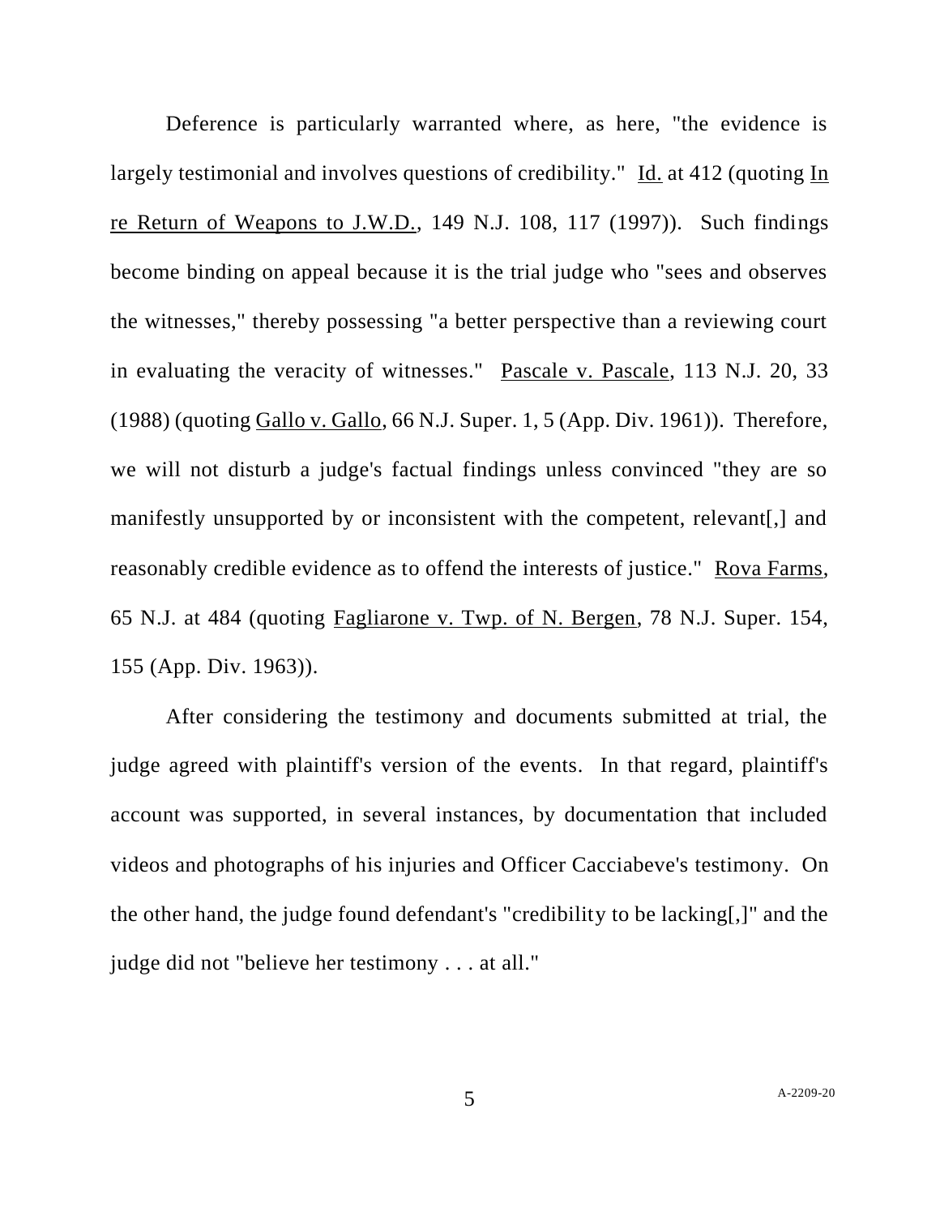Deference is particularly warranted where, as here, "the evidence is largely testimonial and involves questions of credibility." Id. at 412 (quoting In re Return of Weapons to J.W.D., 149 N.J. 108, 117 (1997)). Such findings become binding on appeal because it is the trial judge who "sees and observes the witnesses," thereby possessing "a better perspective than a reviewing court in evaluating the veracity of witnesses." Pascale v. Pascale, 113 N.J. 20, 33 (1988) (quoting Gallo v. Gallo, 66 N.J. Super. 1, 5 (App. Div. 1961)). Therefore, we will not disturb a judge's factual findings unless convinced "they are so manifestly unsupported by or inconsistent with the competent, relevant[,] and reasonably credible evidence as to offend the interests of justice." Rova Farms, 65 N.J. at 484 (quoting Fagliarone v. Twp. of N. Bergen, 78 N.J. Super. 154, 155 (App. Div. 1963)).

After considering the testimony and documents submitted at trial, the judge agreed with plaintiff's version of the events. In that regard, plaintiff's account was supported, in several instances, by documentation that included videos and photographs of his injuries and Officer Cacciabeve's testimony. On the other hand, the judge found defendant's "credibility to be lacking[,]" and the judge did not "believe her testimony . . . at all."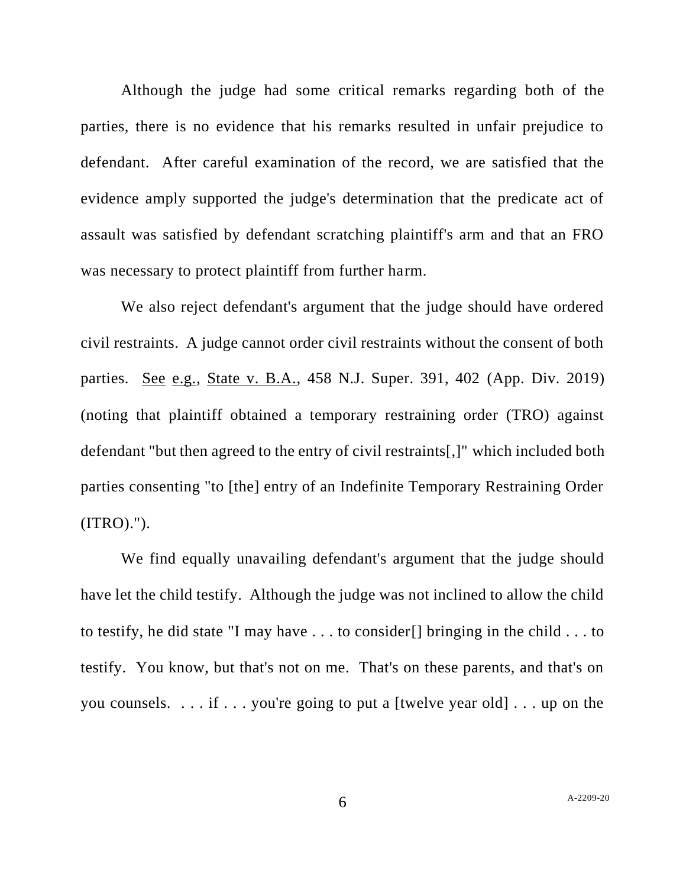Although the judge had some critical remarks regarding both of the parties, there is no evidence that his remarks resulted in unfair prejudice to defendant. After careful examination of the record, we are satisfied that the evidence amply supported the judge's determination that the predicate act of assault was satisfied by defendant scratching plaintiff's arm and that an FRO was necessary to protect plaintiff from further harm.

We also reject defendant's argument that the judge should have ordered civil restraints. A judge cannot order civil restraints without the consent of both parties. See e.g., State v. B.A., 458 N.J. Super. 391, 402 (App. Div. 2019) (noting that plaintiff obtained a temporary restraining order (TRO) against defendant "but then agreed to the entry of civil restraints[,]" which included both parties consenting "to [the] entry of an Indefinite Temporary Restraining Order (ITRO).").

We find equally unavailing defendant's argument that the judge should have let the child testify. Although the judge was not inclined to allow the child to testify, he did state "I may have . . . to consider[] bringing in the child . . . to testify. You know, but that's not on me. That's on these parents, and that's on you counsels. . . . if . . . you're going to put a [twelve year old] . . . up on the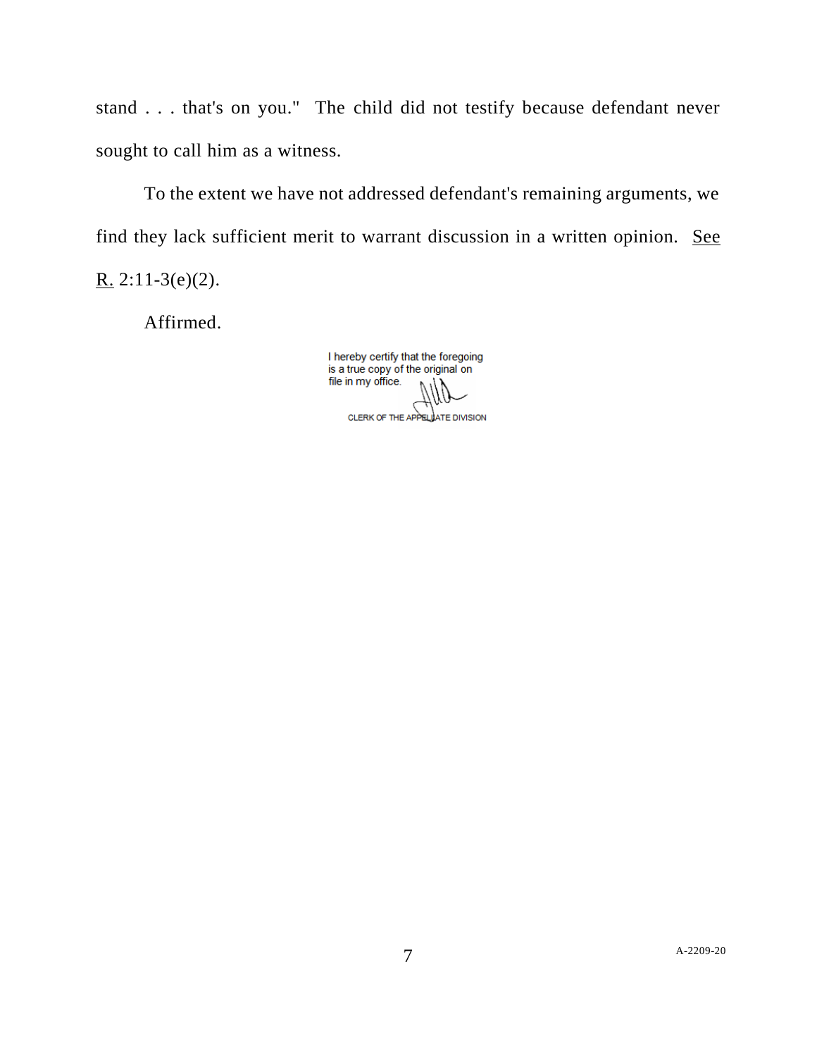stand . . . that's on you." The child did not testify because defendant never sought to call him as a witness.

To the extent we have not addressed defendant's remaining arguments, we find they lack sufficient merit to warrant discussion in a written opinion. See R. 2:11-3(e)(2).

Affirmed.

I hereby certify that the foregoing is a true copy of the original on file in my office.

CLERK OF THE APPELLATE DIVISION